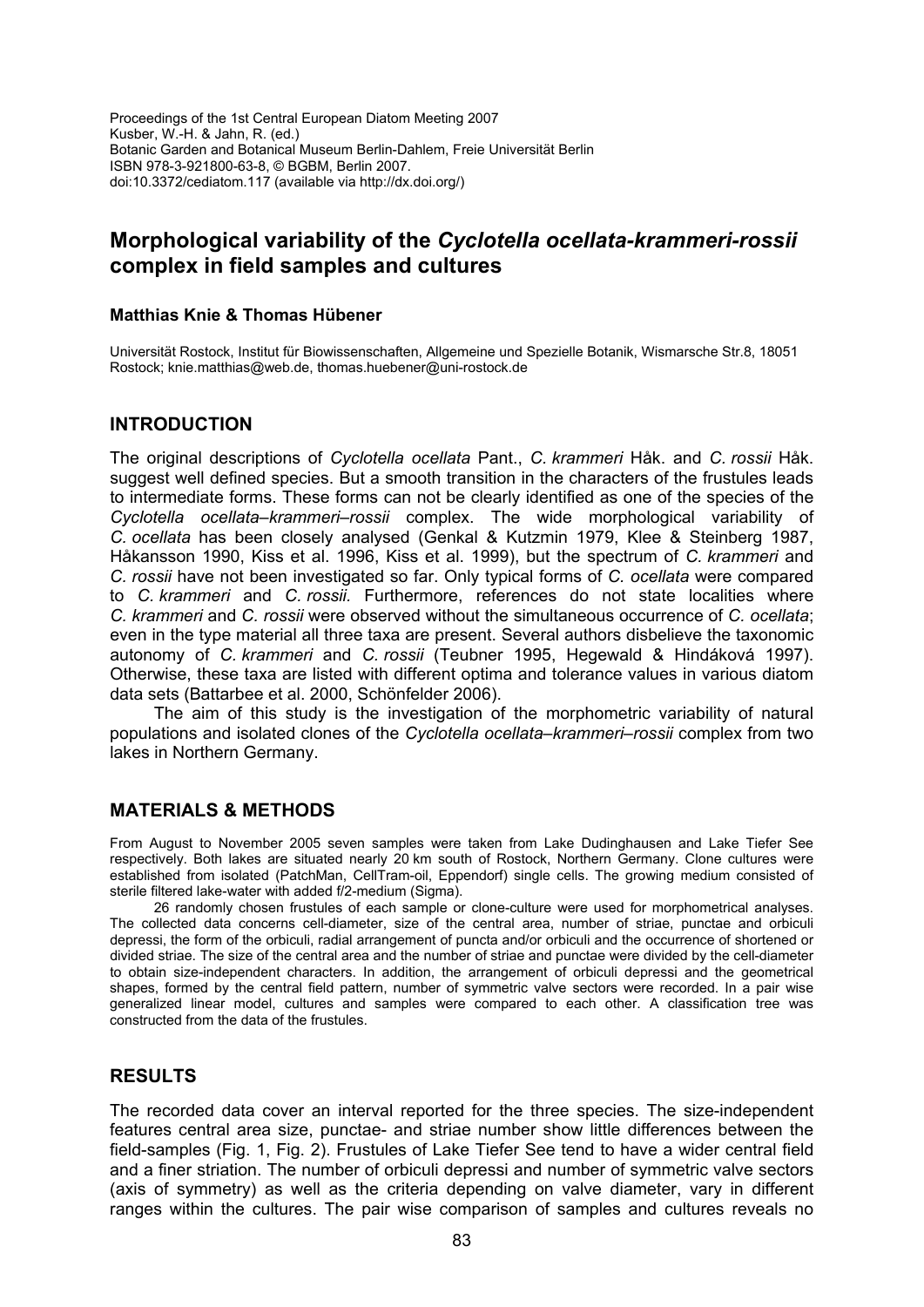Proceedings of the 1st Central European Diatom Meeting 2007
Kusber, W.-H. & Jahn, R. (ed.)
Botanic Garden and Botanical Museum Berlin-Dahlem, Freie Universität Berlin
ISBN 978-3-921800-63-8, © BGBM, Berlin 2007.
doi:10.3372/cediatom.117 (available via http://dx.doi.org/)

# Morphological variability of the *Cyclotella ocellata-krammeri-rossii* complex in field samples and cultures

**Matthias Knie & Thomas Hübener**

Universität Rostock, Institut für Biowissenschaften, Allgemeine und Spezielle Botanik, Wismarsche Str.8, 18051 Rostock; knie.matthias@web.de, thomas.huebener@uni-rostock.de

## INTRODUCTION

The original descriptions of *Cyclotella ocellata* Pant., *C. krammeri* Håk. and *C. rossii* Håk. suggest well defined species. But a smooth transition in the characters of the frustules leads to intermediate forms. These forms can not be clearly identified as one of the species of the *Cyclotella ocellata–krammeri–rossii* complex. The wide morphological variability of *C. ocellata* has been closely analysed (Genkal & Kutzmin 1979, Klee & Steinberg 1987, Håkansson 1990, Kiss et al. 1996, Kiss et al. 1999), but the spectrum of *C. krammeri* and *C. rossii* have not been investigated so far. Only typical forms of *C. ocellata* were compared to *C. krammeri* and *C. rossii*. Furthermore, references do not state localities where *C. krammeri* and *C. rossii* were observed without the simultaneous occurrence of *C. ocellata*; even in the type material all three taxa are present. Several authors disbelieve the taxonomic autonomy of *C. krammeri* and *C. rossii* (Teubner 1995, Hegewald & Hindáková 1997). Otherwise, these taxa are listed with different optima and tolerance values in various diatom data sets (Battarbee et al. 2000, Schönfelder 2006).

The aim of this study is the investigation of the morphometric variability of natural populations and isolated clones of the *Cyclotella ocellata–krammeri–rossii* complex from two lakes in Northern Germany.

## MATERIALS & METHODS

From August to November 2005 seven samples were taken from Lake Dudinghausen and Lake Tiefer See respectively. Both lakes are situated nearly 20 km south of Rostock, Northern Germany. Clone cultures were established from isolated (PatchMan, CellTram-oil, Eppendorf) single cells. The growing medium consisted of sterile filtered lake-water with added f/2-medium (Sigma).

26 randomly chosen frustules of each sample or clone-culture were used for morphometrical analyses. The collected data concerns cell-diameter, size of the central area, number of striae, punctae and orbiculi depressi, the form of the orbiculi, radial arrangement of puncta and/or orbiculi and the occurrence of shortened or divided striae. The size of the central area and the number of striae and punctae were divided by the cell-diameter to obtain size-independent characters. In addition, the arrangement of orbiculi depressi and the geometrical shapes, formed by the central field pattern, number of symmetric valve sectors were recorded. In a pair wise generalized linear model, cultures and samples were compared to each other. A classification tree was constructed from the data of the frustules.

## RESULTS

The recorded data cover an interval reported for the three species. The size-independent features central area size, punctae- and striae number show little differences between the field-samples (Fig. 1, Fig. 2). Frustules of Lake Tiefer See tend to have a wider central field and a finer striation. The number of orbiculi depressi and number of symmetric valve sectors (axis of symmetry) as well as the criteria depending on valve diameter, vary in different ranges within the cultures. The pair wise comparison of samples and cultures reveals no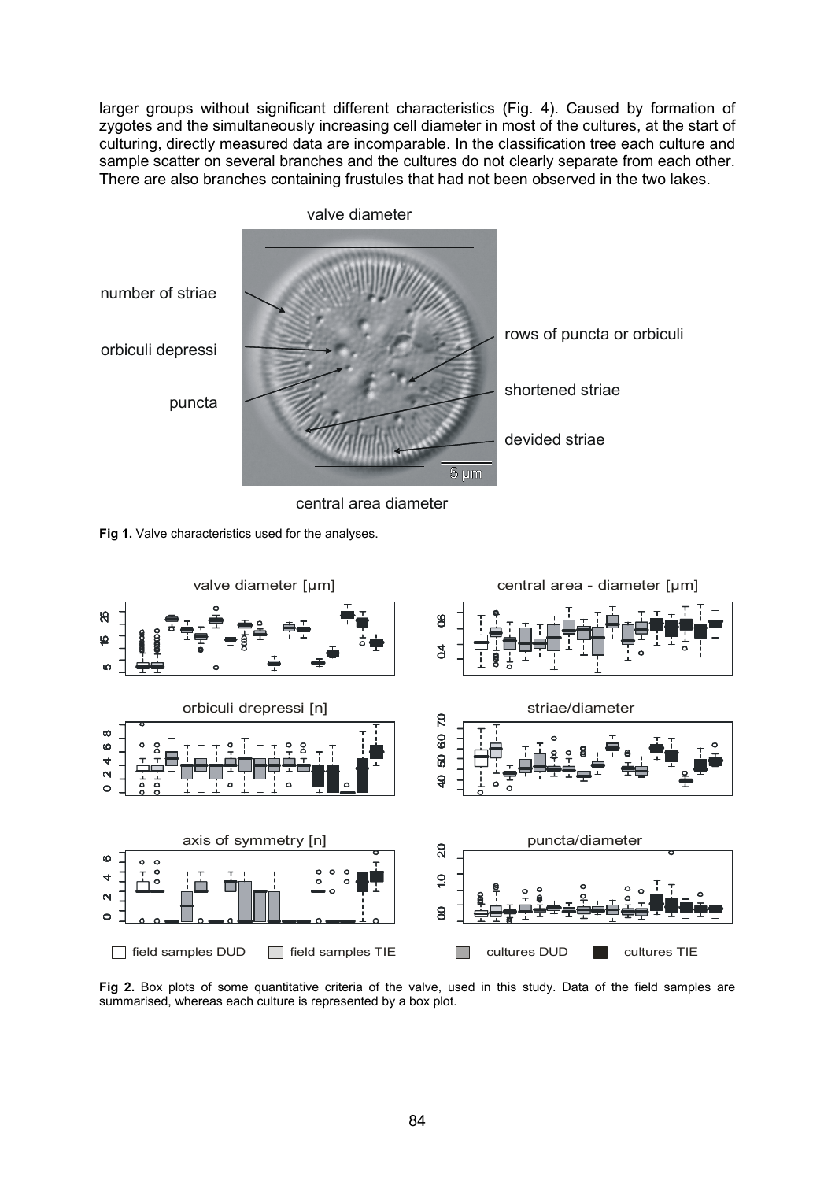larger groups without significant different characteristics (Fig. 4). Caused by formation of zygotes and the simultaneously increasing cell diameter in most of the cultures, at the start of culturing, directly measured data are incomparable. In the classification tree each culture and sample scatter on several branches and the cultures do not clearly separate from each other. There are also branches containing frustules that had not been observed in the two lakes.

**Fig 1.** Valve characteristics used for the analyses.

**Fig 2.** Box plots of some quantitative criteria of the valve, used in this study. Data of the field samples are summarised, whereas each culture is represented by a box plot.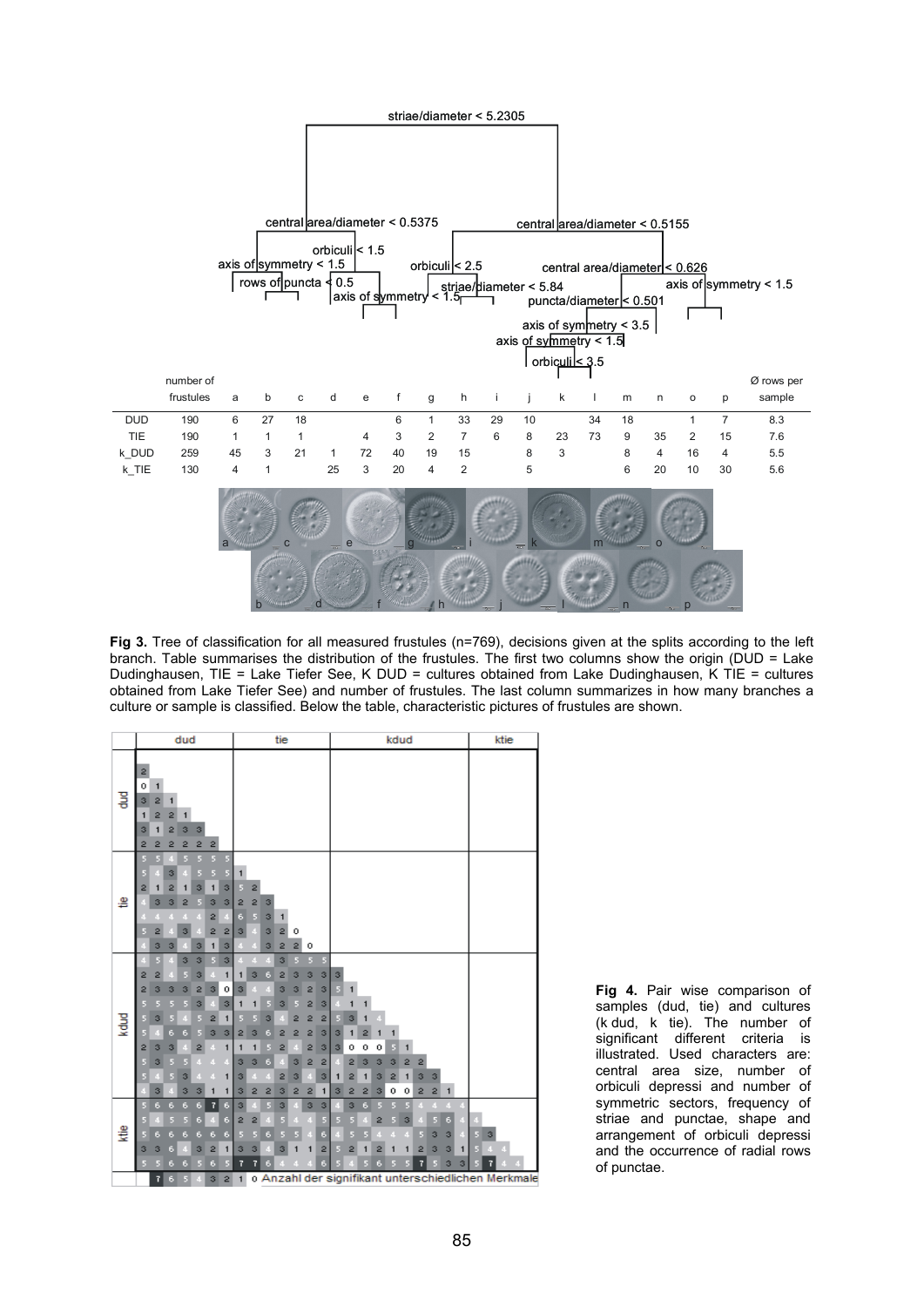| | number of frustules | a | b | c | d | e | f | g | h | i | j | k | l | m | n | o | p | Ø rows per sample |
|---|---|---|---|---|---|---|---|---|---|---|---|---|---|---|---|---|---|---|
| DUD | 190 | 6 | 27 | 18 | | | 6 | 1 | 33 | 29 | 10 | | 34 | 18 | | 1 | 7 | 8.3 |
| TIE | 190 | 1 | 1 | 1 | | 4 | 3 | 2 | 7 | 6 | 8 | 23 | 73 | 9 | 35 | 2 | 15 | 7.6 |
| k_DUD | 259 | 45 | 3 | 21 | 1 | 72 | 40 | 19 | 15 | | 8 | 3 | | 8 | 4 | 16 | 4 | 5.5 |
| k_TIE | 130 | 4 | 1 | | 25 | 3 | 20 | 4 | 2 | | 5 | | | 6 | 20 | 10 | 30 | 5.6 |

**Fig 3.** Tree of classification for all measured frustules (n=769), decisions given at the splits according to the left branch. Table summarises the distribution of the frustules. The first two columns show the origin (DUD = Lake Dudinghausen, TIE = Lake Tiefer See, K DUD = cultures obtained from Lake Dudinghausen, K TIE = cultures obtained from Lake Tiefer See) and number of frustules. The last column summarizes in how many branches a culture or sample is classified. Below the table, characteristic pictures of frustules are shown.

**Fig 4.** Pair wise comparison of samples (dud, tie) and cultures (k dud, k tie). The number of significant different criteria is illustrated. Used characters are: central area size, number of orbiculi depressi and number of symmetric sectors, frequency of striae and punctae, shape and arrangement of orbiculi depressi and the occurrence of radial rows of punctae.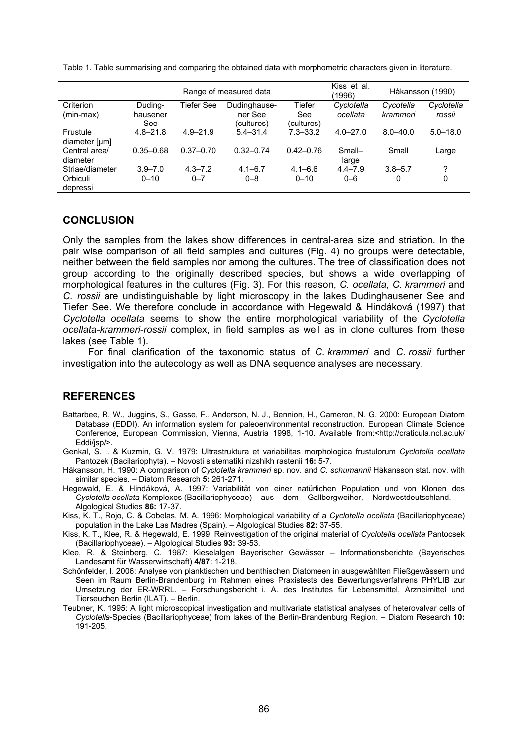Table 1. Table summarising and comparing the obtained data with morphometric characters given in literature.

| | Range of measured data | | | | Kiss et al. (1996) | Håkansson (1990) | |
|---|---|---|---|---|---|---|---|
| Criterion (min-max) | Duding-hausener See | Tiefer See | Dudinghause-ner See (cultures) | Tiefer See (cultures) | *Cyclotella ocellata* | *Cycotella krammeri* | *Cyclotella rossii* |
| Frustule diameter [µm] | 4.8–21.8 | 4.9–21.9 | 5.4–31.4 | 7.3–33.2 | 4.0–27.0 | 8.0–40.0 | 5.0–18.0 |
| Central area/ diameter | 0.35–0.68 | 0.37–0.70 | 0.32–0.74 | 0.42–0.76 | Small–large | Small | Large |
| Striae/diameter | 3.9–7.0 | 4.3–7.2 | 4.1–6.7 | 4.1–6.6 | 4.4–7.9 | 3.8–5.7 | ? |
| Orbiculi depressi | 0–10 | 0–7 | 0–8 | 0–10 | 0–6 | 0 | 0 |

## CONCLUSION

Only the samples from the lakes show differences in central-area size and striation. In the pair wise comparison of all field samples and cultures (Fig. 4) no groups were detectable, neither between the field samples nor among the cultures. The tree of classification does not group according to the originally described species, but shows a wide overlapping of morphological features in the cultures (Fig. 3). For this reason, *C. ocellata, C. krammeri* and *C. rossii* are undistinguishable by light microscopy in the lakes Dudinghausener See and Tiefer See. We therefore conclude in accordance with Hegewald & Hindáková (1997) that *Cyclotella ocellata* seems to show the entire morphological variability of the *Cyclotella ocellata-krammeri-rossii* complex, in field samples as well as in clone cultures from these lakes (see Table 1).

For final clarification of the taxonomic status of *C. krammeri* and *C. rossii* further investigation into the autecology as well as DNA sequence analyses are necessary.

## REFERENCES

Battarbee, R. W., Juggins, S., Gasse, F., Anderson, N. J., Bennion, H., Cameron, N. G. 2000: European Diatom Database (EDDI). An information system for paleoenvironmental reconstruction. European Climate Science Conference, European Commission, Vienna, Austria 1998, 1-10. Available from:<http://craticula.ncl.ac.uk/Eddi/jsp/>.

Genkal, S. I. & Kuzmin, G. V. 1979: Ultrastruktura et variabilitas morphologica frustulorum *Cyclotella ocellata* Pantozek (Bacilariophyta). – Novosti sistematiki nizshikh rastenii **16:** 5-7.

Håkansson, H. 1990: A comparison of *Cyclotella krammeri* sp. nov. and *C. schumannii* Håkansson stat. nov. with similar species. – Diatom Research **5:** 261-271.

Hegewald, E. & Hindáková, A. 1997: Variabilität von einer natürlichen Population und von Klonen des *Cyclotella ocellata*-Komplexes (Bacillariophyceae) aus dem Gallbergweiher, Nordwestdeutschland. – Algological Studies **86:** 17-37.

Kiss, K. T., Rojo, C. & Cobelas, M. A. 1996: Morphological variability of a *Cyclotella ocellata* (Bacillariophyceae) population in the Lake Las Madres (Spain). – Algological Studies **82:** 37-55.

Kiss, K. T., Klee, R. & Hegewald, E. 1999: Reinvestigation of the original material of *Cyclotella ocellata* Pantocsek (Bacillariophyceae). – Algological Studies **93:** 39-53.

Klee, R. & Steinberg, C. 1987: Kieselalgen Bayerischer Gewässer – Informationsberichte (Bayerisches Landesamt für Wasserwirtschaft) **4/87:** 1-218.

Schönfelder, I. 2006: Analyse von planktischen und benthischen Diatomeen in ausgewählten Fließgewässern und Seen im Raum Berlin-Brandenburg im Rahmen eines Praxistests des Bewertungsverfahrens PHYLIB zur Umsetzung der ER-WRRL. – Forschungsbericht i. A. des Institutes für Lebensmittel, Arzneimittel und Tierseuchen Berlin (ILAT). – Berlin.

Teubner, K. 1995: A light microscopical investigation and multivariate statistical analyses of heterovalvar cells of *Cyclotella*-Species (Bacillariophyceae) from lakes of the Berlin-Brandenburg Region. – Diatom Research **10:** 191-205.